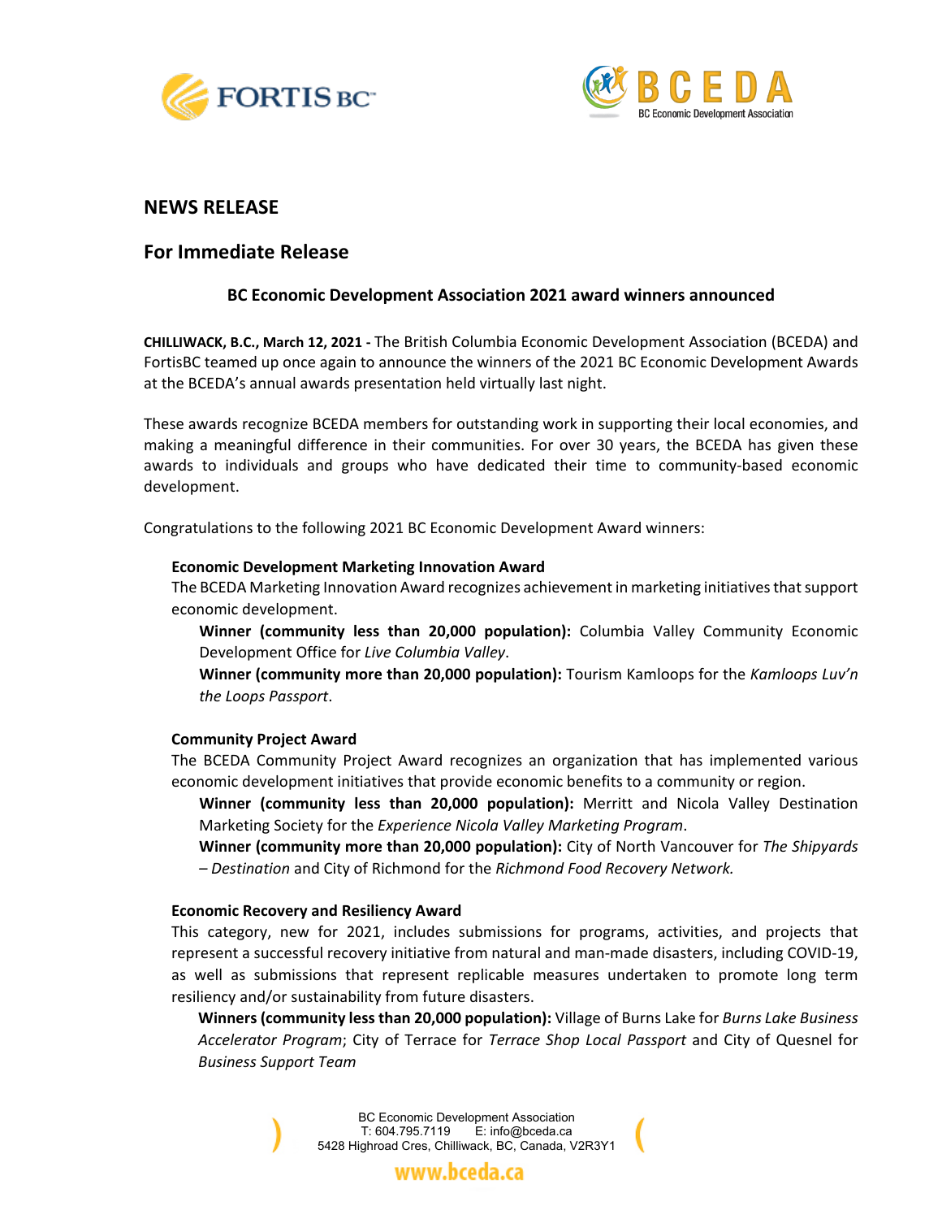# NEWS RELEASE

## For Immediate Release

### BC Economic Development Association 2021 award winners announced

**CHILLIWACK, B.C., March 12, 2021 -** The British Columbia Economic Development Association (BCEDA) and FortisBC teamed up once again to announce the winners of the 2021 BC Economic Development Awards at the BCEDA's annual awards presentation held virtually last night.

These awards recognize BCEDA members for outstanding work in supporting their local economies, and making a meaningful difference in their communities. For over 30 years, the BCEDA has given these awards to individuals and groups who have dedicated their time to community-based economic development.

Congratulations to the following 2021 BC Economic Development Award winners:

**Economic Development Marketing Innovation Award**

The BCEDA Marketing Innovation Award recognizes achievement in marketing initiatives that support economic development.

**Winner (community less than 20,000 population):** Columbia Valley Community Economic Development Office for *Live Columbia Valley*.

**Winner (community more than 20,000 population):** Tourism Kamloops for the *Kamloops Luv'n the Loops Passport*.

**Community Project Award**

The BCEDA Community Project Award recognizes an organization that has implemented various economic development initiatives that provide economic benefits to a community or region.

**Winner (community less than 20,000 population):** Merritt and Nicola Valley Destination Marketing Society for the *Experience Nicola Valley Marketing Program*.

**Winner (community more than 20,000 population):** City of North Vancouver for *The Shipyards – Destination* and City of Richmond for the *Richmond Food Recovery Network.*

**Economic Recovery and Resiliency Award**

This category, new for 2021, includes submissions for programs, activities, and projects that represent a successful recovery initiative from natural and man-made disasters, including COVID-19, as well as submissions that represent replicable measures undertaken to promote long term resiliency and/or sustainability from future disasters.

**Winners (community less than 20,000 population):** Village of Burns Lake for *Burns Lake Business Accelerator Program*; City of Terrace for *Terrace Shop Local Passport* and City of Quesnel for *Business Support Team*

BC Economic Development Association
T: 604.795.7119 E: info@bceda.ca
5428 Highroad Cres, Chilliwack, BC, Canada, V2R3Y1

www.bceda.ca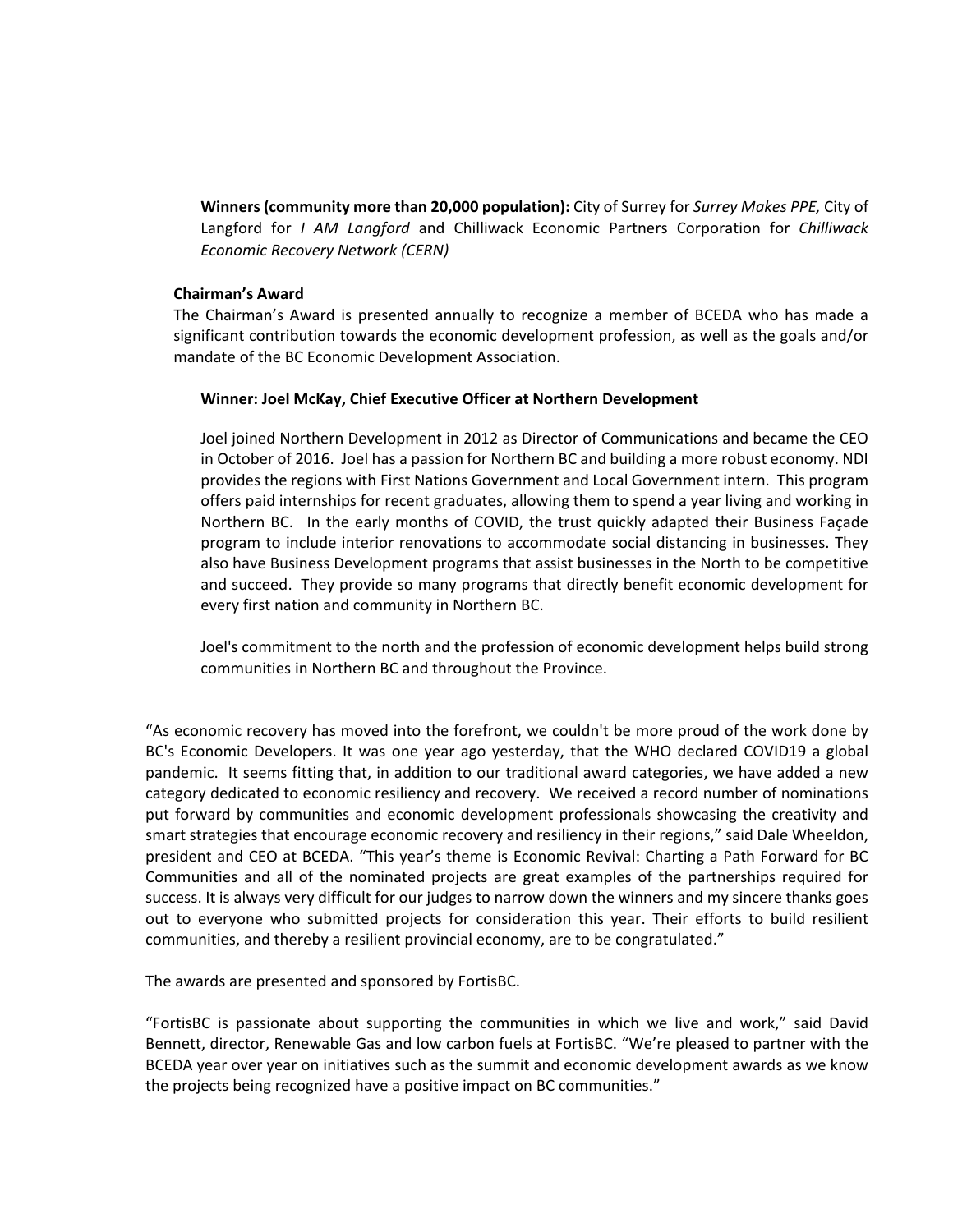**Winners (community more than 20,000 population):** City of Surrey for *Surrey Makes PPE,* City of Langford for *I AM Langford* and Chilliwack Economic Partners Corporation for *Chilliwack Economic Recovery Network (CERN)*

**Chairman's Award**

The Chairman's Award is presented annually to recognize a member of BCEDA who has made a significant contribution towards the economic development profession, as well as the goals and/or mandate of the BC Economic Development Association.

**Winner: Joel McKay, Chief Executive Officer at Northern Development**

Joel joined Northern Development in 2012 as Director of Communications and became the CEO in October of 2016. Joel has a passion for Northern BC and building a more robust economy. NDI provides the regions with First Nations Government and Local Government intern. This program offers paid internships for recent graduates, allowing them to spend a year living and working in Northern BC. In the early months of COVID, the trust quickly adapted their Business Façade program to include interior renovations to accommodate social distancing in businesses. They also have Business Development programs that assist businesses in the North to be competitive and succeed. They provide so many programs that directly benefit economic development for every first nation and community in Northern BC.

Joel's commitment to the north and the profession of economic development helps build strong communities in Northern BC and throughout the Province.

"As economic recovery has moved into the forefront, we couldn't be more proud of the work done by BC's Economic Developers. It was one year ago yesterday, that the WHO declared COVID19 a global pandemic. It seems fitting that, in addition to our traditional award categories, we have added a new category dedicated to economic resiliency and recovery. We received a record number of nominations put forward by communities and economic development professionals showcasing the creativity and smart strategies that encourage economic recovery and resiliency in their regions," said Dale Wheeldon, president and CEO at BCEDA. "This year's theme is Economic Revival: Charting a Path Forward for BC Communities and all of the nominated projects are great examples of the partnerships required for success. It is always very difficult for our judges to narrow down the winners and my sincere thanks goes out to everyone who submitted projects for consideration this year. Their efforts to build resilient communities, and thereby a resilient provincial economy, are to be congratulated."

The awards are presented and sponsored by FortisBC.

"FortisBC is passionate about supporting the communities in which we live and work," said David Bennett, director, Renewable Gas and low carbon fuels at FortisBC. "We're pleased to partner with the BCEDA year over year on initiatives such as the summit and economic development awards as we know the projects being recognized have a positive impact on BC communities."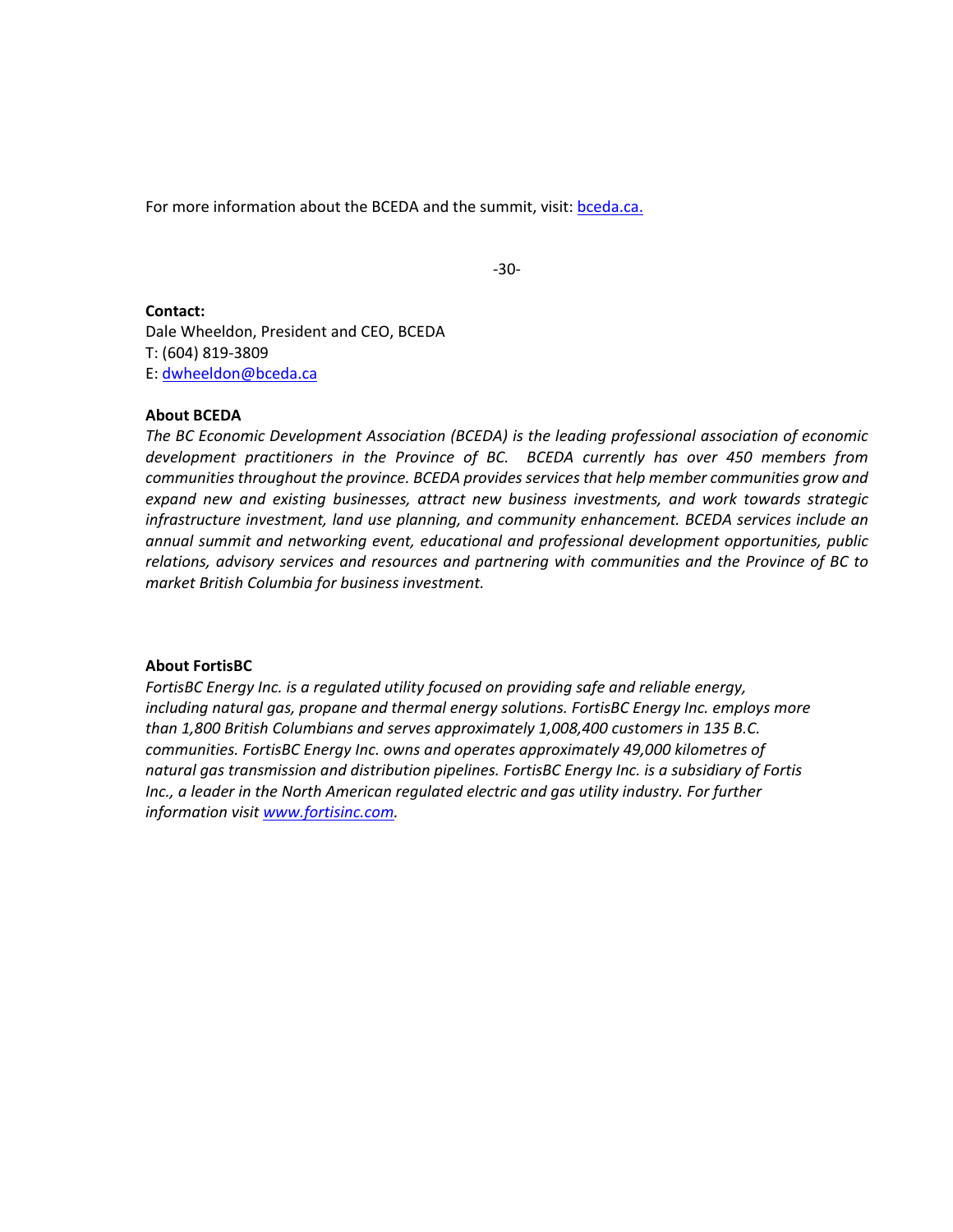For more information about the BCEDA and the summit, visit: [bceda.ca.](http://bceda.ca)

-30-

**Contact:**
Dale Wheeldon, President and CEO, BCEDA
T: (604) 819-3809
E: [dwheeldon@bceda.ca](mailto:dwheeldon@bceda.ca)

**About BCEDA**
*The BC Economic Development Association (BCEDA) is the leading professional association of economic development practitioners in the Province of BC. BCEDA currently has over 450 members from communities throughout the province. BCEDA provides services that help member communities grow and expand new and existing businesses, attract new business investments, and work towards strategic infrastructure investment, land use planning, and community enhancement. BCEDA services include an annual summit and networking event, educational and professional development opportunities, public relations, advisory services and resources and partnering with communities and the Province of BC to market British Columbia for business investment.*

**About FortisBC**
*FortisBC Energy Inc. is a regulated utility focused on providing safe and reliable energy, including natural gas, propane and thermal energy solutions. FortisBC Energy Inc. employs more than 1,800 British Columbians and serves approximately 1,008,400 customers in 135 B.C. communities. FortisBC Energy Inc. owns and operates approximately 49,000 kilometres of natural gas transmission and distribution pipelines. FortisBC Energy Inc. is a subsidiary of Fortis Inc., a leader in the North American regulated electric and gas utility industry. For further information visit [www.fortisinc.com](http://www.fortisinc.com).*